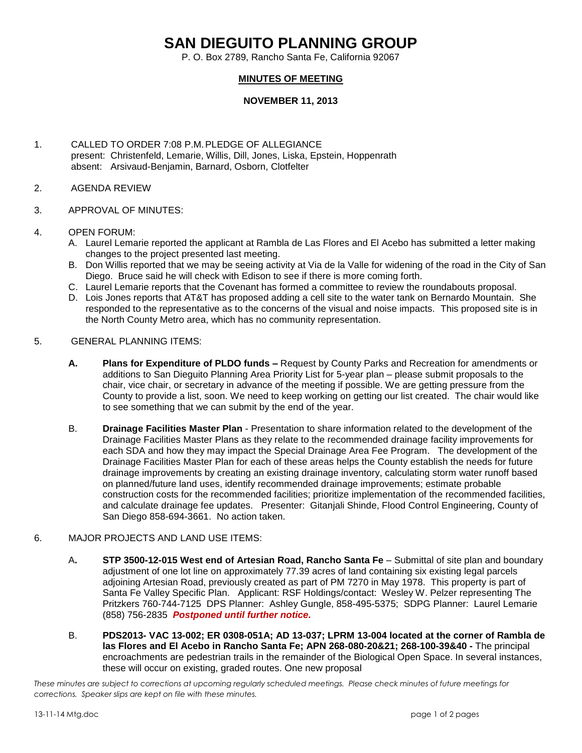# SAN DIEGUITO PLANNING GROUP

P. O. Box 2789, Rancho Santa Fe, California 92067

**MINUTES OF MEETING**

**NOVEMBER 11, 2013**

1. CALLED TO ORDER 7:08 P.M. PLEDGE OF ALLEGIANCE
   present: Christenfeld, Lemarie, Willis, Dill, Jones, Liska, Epstein, Hoppenrath
   absent: Arsivaud-Benjamin, Barnard, Osborn, Clotfelter

2. AGENDA REVIEW

3. APPROVAL OF MINUTES:

4. OPEN FORUM:
   - A. Laurel Lemarie reported the applicant at Rambla de Las Flores and El Acebo has submitted a letter making changes to the project presented last meeting.
   - B. Don Willis reported that we may be seeing activity at Via de la Valle for widening of the road in the City of San Diego. Bruce said he will check with Edison to see if there is more coming forth.
   - C. Laurel Lemarie reports that the Covenant has formed a committee to review the roundabouts proposal.
   - D. Lois Jones reports that AT&T has proposed adding a cell site to the water tank on Bernardo Mountain. She responded to the representative as to the concerns of the visual and noise impacts. This proposed site is in the North County Metro area, which has no community representation.

5. GENERAL PLANNING ITEMS:

   **A.** **Plans for Expenditure of PLDO funds –** Request by County Parks and Recreation for amendments or additions to San Dieguito Planning Area Priority List for 5-year plan – please submit proposals to the chair, vice chair, or secretary in advance of the meeting if possible. We are getting pressure from the County to provide a list, soon. We need to keep working on getting our list created. The chair would like to see something that we can submit by the end of the year.

   B. **Drainage Facilities Master Plan** - Presentation to share information related to the development of the Drainage Facilities Master Plans as they relate to the recommended drainage facility improvements for each SDA and how they may impact the Special Drainage Area Fee Program. The development of the Drainage Facilities Master Plan for each of these areas helps the County establish the needs for future drainage improvements by creating an existing drainage inventory, calculating storm water runoff based on planned/future land uses, identify recommended drainage improvements; estimate probable construction costs for the recommended facilities; prioritize implementation of the recommended facilities, and calculate drainage fee updates. Presenter: Gitanjali Shinde, Flood Control Engineering, County of San Diego 858-694-3661. No action taken.

6. MAJOR PROJECTS AND LAND USE ITEMS:

   A**.** **STP 3500-12-015 West end of Artesian Road, Rancho Santa Fe** – Submittal of site plan and boundary adjustment of one lot line on approximately 77.39 acres of land containing six existing legal parcels adjoining Artesian Road, previously created as part of PM 7270 in May 1978. This property is part of Santa Fe Valley Specific Plan. Applicant: RSF Holdings/contact: Wesley W. Pelzer representing The Pritzkers 760-744-7125 DPS Planner: Ashley Gungle, 858-495-5375; SDPG Planner: Laurel Lemarie (858) 756-2835 ***Postponed until further notice.***

   B. **PDS2013- VAC 13-002; ER 0308-051A; AD 13-037; LPRM 13-004 located at the corner of Rambla de las Flores and El Acebo in Rancho Santa Fe; APN 268-080-20&21; 268-100-39&40 -** The principal encroachments are pedestrian trails in the remainder of the Biological Open Space. In several instances, these will occur on existing, graded routes. One new proposal

*These minutes are subject to corrections at upcoming regularly scheduled meetings. Please check minutes of future meetings for corrections. Speaker slips are kept on file with these minutes.*

13-11-14 Mtg.doc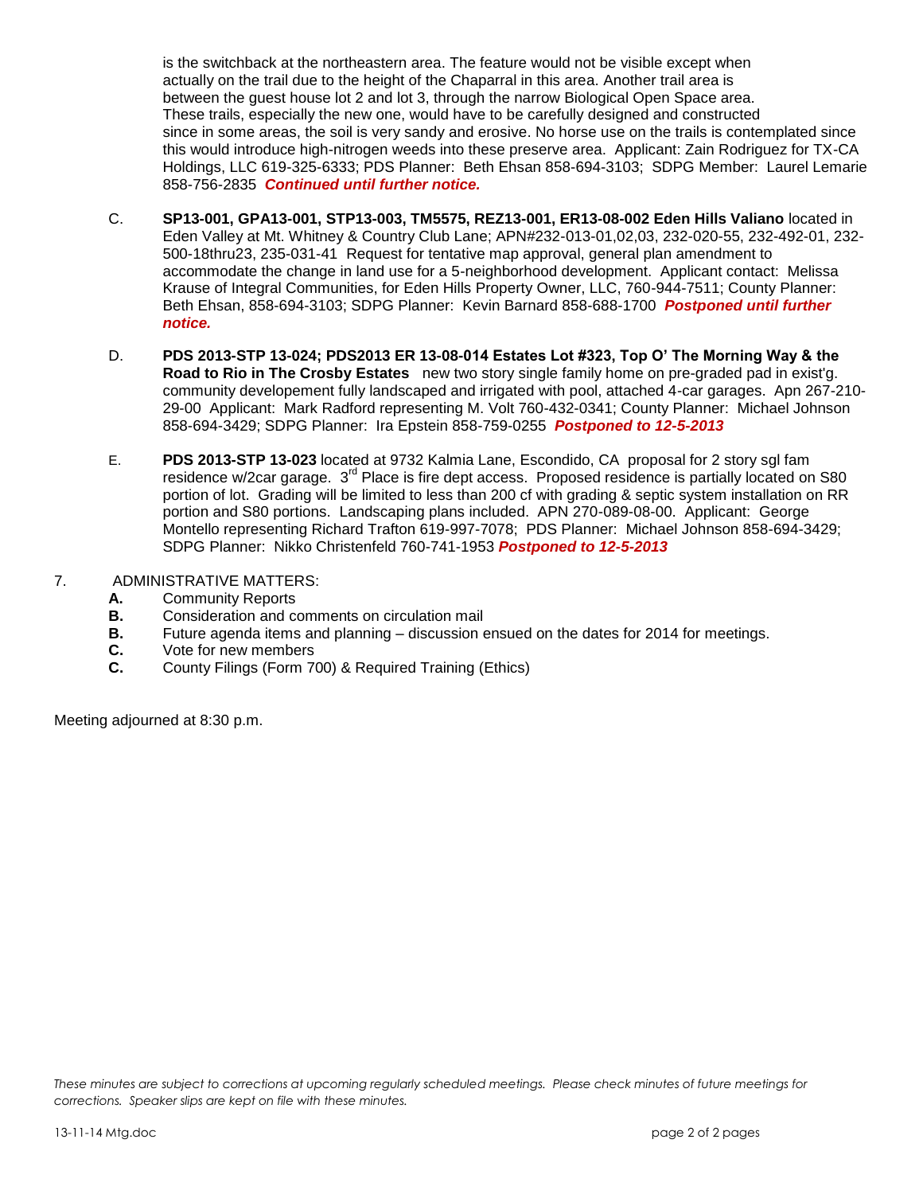is the switchback at the northeastern area. The feature would not be visible except when actually on the trail due to the height of the Chaparral in this area. Another trail area is between the guest house lot 2 and lot 3, through the narrow Biological Open Space area. These trails, especially the new one, would have to be carefully designed and constructed since in some areas, the soil is very sandy and erosive. No horse use on the trails is contemplated since this would introduce high-nitrogen weeds into these preserve area. Applicant: Zain Rodriguez for TX-CA Holdings, LLC 619-325-6333; PDS Planner: Beth Ehsan 858-694-3103; SDPG Member: Laurel Lemarie 858-756-2835 ***Continued until further notice.***

C. **SP13-001, GPA13-001, STP13-003, TM5575, REZ13-001, ER13-08-002 Eden Hills Valiano** located in Eden Valley at Mt. Whitney & Country Club Lane; APN#232-013-01,02,03, 232-020-55, 232-492-01, 232-500-18thru23, 235-031-41 Request for tentative map approval, general plan amendment to accommodate the change in land use for a 5-neighborhood development. Applicant contact: Melissa Krause of Integral Communities, for Eden Hills Property Owner, LLC, 760-944-7511; County Planner: Beth Ehsan, 858-694-3103; SDPG Planner: Kevin Barnard 858-688-1700 ***Postponed until further notice.***

D. **PDS 2013-STP 13-024; PDS2013 ER 13-08-014 Estates Lot #323, Top O' The Morning Way & the Road to Rio in The Crosby Estates** new two story single family home on pre-graded pad in exist'g. community developement fully landscaped and irrigated with pool, attached 4-car garages. Apn 267-210-29-00 Applicant: Mark Radford representing M. Volt 760-432-0341; County Planner: Michael Johnson 858-694-3429; SDPG Planner: Ira Epstein 858-759-0255 ***Postponed to 12-5-2013***

E. **PDS 2013-STP 13-023** located at 9732 Kalmia Lane, Escondido, CA proposal for 2 story sgl fam residence w/2car garage. 3rd Place is fire dept access. Proposed residence is partially located on S80 portion of lot. Grading will be limited to less than 200 cf with grading & septic system installation on RR portion and S80 portions. Landscaping plans included. APN 270-089-08-00. Applicant: George Montello representing Richard Trafton 619-997-7078; PDS Planner: Michael Johnson 858-694-3429; SDPG Planner: Nikko Christenfeld 760-741-1953 ***Postponed to 12-5-2013***

7. ADMINISTRATIVE MATTERS:
   **A.** Community Reports
   **B.** Consideration and comments on circulation mail
   **B.** Future agenda items and planning – discussion ensued on the dates for 2014 for meetings.
   **C.** Vote for new members
   **C.** County Filings (Form 700) & Required Training (Ethics)

Meeting adjourned at 8:30 p.m.

*These minutes are subject to corrections at upcoming regularly scheduled meetings. Please check minutes of future meetings for corrections. Speaker slips are kept on file with these minutes.*

13-11-14 Mtg.doc